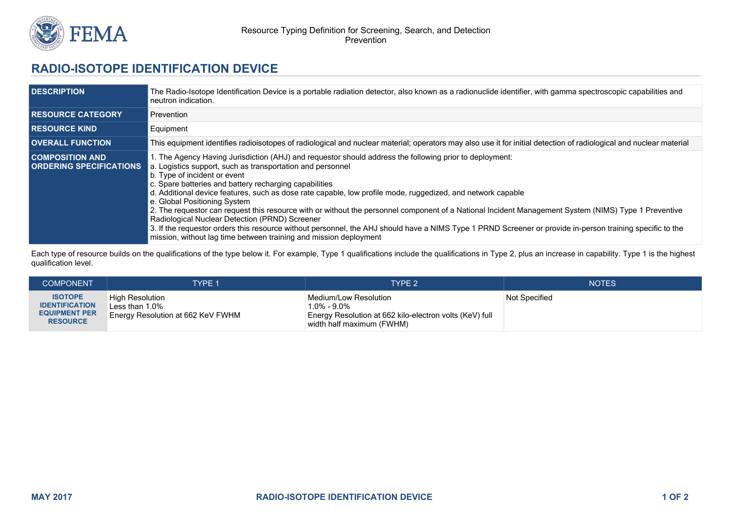Resource Typing Definition for Screening, Search, and Detection
Prevention

# RADIO-ISOTOPE IDENTIFICATION DEVICE

| | |
|---|---|
| **DESCRIPTION** | The Radio-Isotope Identification Device is a portable radiation detector, also known as a radionuclide identifier, with gamma spectroscopic capabilities and neutron indication. |
| **RESOURCE CATEGORY** | Prevention |
| **RESOURCE KIND** | Equipment |
| **OVERALL FUNCTION** | This equipment identifies radioisotopes of radiological and nuclear material; operators may also use it for initial detection of radiological and nuclear material |
| **COMPOSITION AND ORDERING SPECIFICATIONS** | 1. The Agency Having Jurisdiction (AHJ) and requestor should address the following prior to deployment:<br>a. Logistics support, such as transportation and personnel<br>b. Type of incident or event<br>c. Spare batteries and battery recharging capabilities<br>d. Additional device features, such as dose rate capable, low profile mode, ruggedized, and network capable<br>e. Global Positioning System<br>2. The requestor can request this resource with or without the personnel component of a National Incident Management System (NIMS) Type 1 Preventive Radiological Nuclear Detection (PRND) Screener<br>3. If the requestor orders this resource without personnel, the AHJ should have a NIMS Type 1 PRND Screener or provide in-person training specific to the mission, without lag time between training and mission deployment |

Each type of resource builds on the qualifications of the type below it. For example, Type 1 qualifications include the qualifications in Type 2, plus an increase in capability. Type 1 is the highest qualification level.

| COMPONENT | TYPE 1 | TYPE 2 | NOTES |
|---|---|---|---|
| **ISOTOPE IDENTIFICATION EQUIPMENT PER RESOURCE** | High Resolution<br>Less than 1.0%<br>Energy Resolution at 662 KeV FWHM | Medium/Low Resolution<br>1.0% - 9.0%<br>Energy Resolution at 662 kilo-electron volts (KeV) full width half maximum (FWHM) | Not Specified |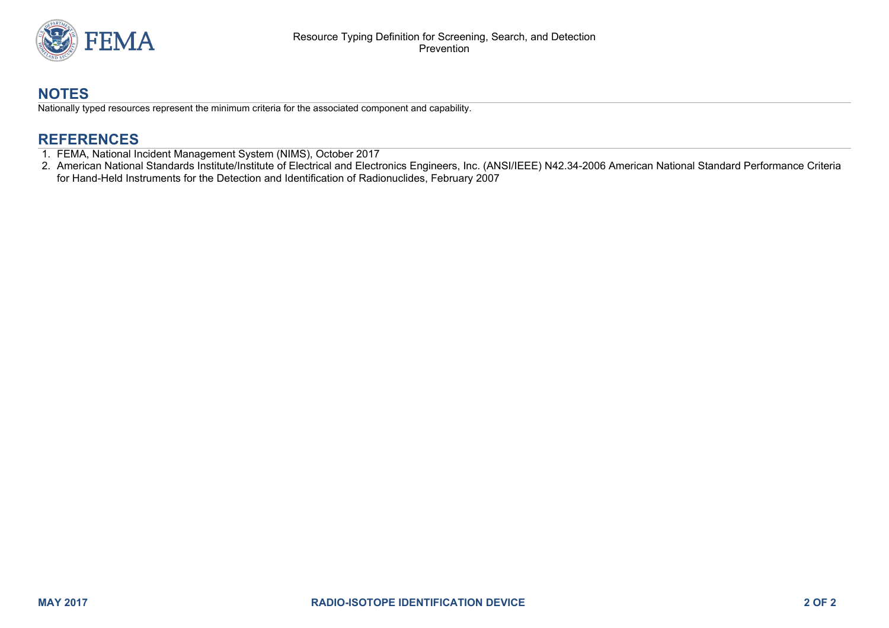## NOTES

Nationally typed resources represent the minimum criteria for the associated component and capability.

## REFERENCES

1. FEMA, National Incident Management System (NIMS), October 2017
2. American National Standards Institute/Institute of Electrical and Electronics Engineers, Inc. (ANSI/IEEE) N42.34-2006 American National Standard Performance Criteria for Hand-Held Instruments for the Detection and Identification of Radionuclides, February 2007